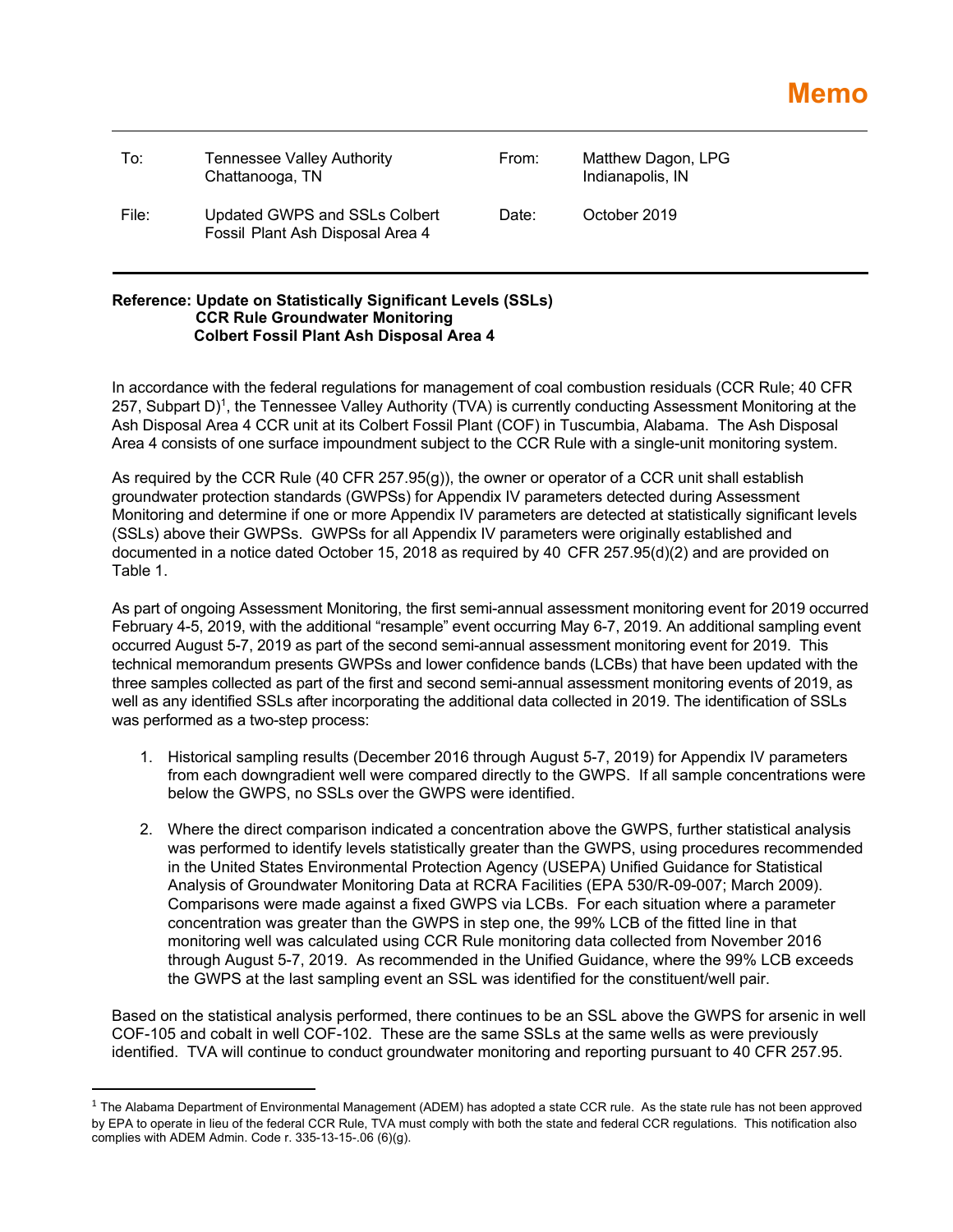# Memo

| To: | Tennessee Valley Authority<br>Chattanooga, TN | From: | Matthew Dagon, LPG<br>Indianapolis, IN |
|---|---|---|---|
| File: | Updated GWPS and SSLs Colbert Fossil Plant Ash Disposal Area 4 | Date: | October 2019 |

**Reference: Update on Statistically Significant Levels (SSLs)**
**CCR Rule Groundwater Monitoring**
**Colbert Fossil Plant Ash Disposal Area 4**

In accordance with the federal regulations for management of coal combustion residuals (CCR Rule; 40 CFR 257, Subpart D)[1], the Tennessee Valley Authority (TVA) is currently conducting Assessment Monitoring at the Ash Disposal Area 4 CCR unit at its Colbert Fossil Plant (COF) in Tuscumbia, Alabama. The Ash Disposal Area 4 consists of one surface impoundment subject to the CCR Rule with a single-unit monitoring system.

As required by the CCR Rule (40 CFR 257.95(g)), the owner or operator of a CCR unit shall establish groundwater protection standards (GWPSs) for Appendix IV parameters detected during Assessment Monitoring and determine if one or more Appendix IV parameters are detected at statistically significant levels (SSLs) above their GWPSs. GWPSs for all Appendix IV parameters were originally established and documented in a notice dated October 15, 2018 as required by 40 CFR 257.95(d)(2) and are provided on Table 1.

As part of ongoing Assessment Monitoring, the first semi-annual assessment monitoring event for 2019 occurred February 4-5, 2019, with the additional "resample" event occurring May 6-7, 2019. An additional sampling event occurred August 5-7, 2019 as part of the second semi-annual assessment monitoring event for 2019. This technical memorandum presents GWPSs and lower confidence bands (LCBs) that have been updated with the three samples collected as part of the first and second semi-annual assessment monitoring events of 2019, as well as any identified SSLs after incorporating the additional data collected in 2019. The identification of SSLs was performed as a two-step process:

1. Historical sampling results (December 2016 through August 5-7, 2019) for Appendix IV parameters from each downgradient well were compared directly to the GWPS. If all sample concentrations were below the GWPS, no SSLs over the GWPS were identified.

2. Where the direct comparison indicated a concentration above the GWPS, further statistical analysis was performed to identify levels statistically greater than the GWPS, using procedures recommended in the United States Environmental Protection Agency (USEPA) Unified Guidance for Statistical Analysis of Groundwater Monitoring Data at RCRA Facilities (EPA 530/R-09-007; March 2009). Comparisons were made against a fixed GWPS via LCBs. For each situation where a parameter concentration was greater than the GWPS in step one, the 99% LCB of the fitted line in that monitoring well was calculated using CCR Rule monitoring data collected from November 2016 through August 5-7, 2019. As recommended in the Unified Guidance, where the 99% LCB exceeds the GWPS at the last sampling event an SSL was identified for the constituent/well pair.

Based on the statistical analysis performed, there continues to be an SSL above the GWPS for arsenic in well COF-105 and cobalt in well COF-102. These are the same SSLs at the same wells as were previously identified. TVA will continue to conduct groundwater monitoring and reporting pursuant to 40 CFR 257.95.

---

[1] The Alabama Department of Environmental Management (ADEM) has adopted a state CCR rule. As the state rule has not been approved by EPA to operate in lieu of the federal CCR Rule, TVA must comply with both the state and federal CCR regulations. This notification also complies with ADEM Admin. Code r. 335-13-15-.06 (6)(g).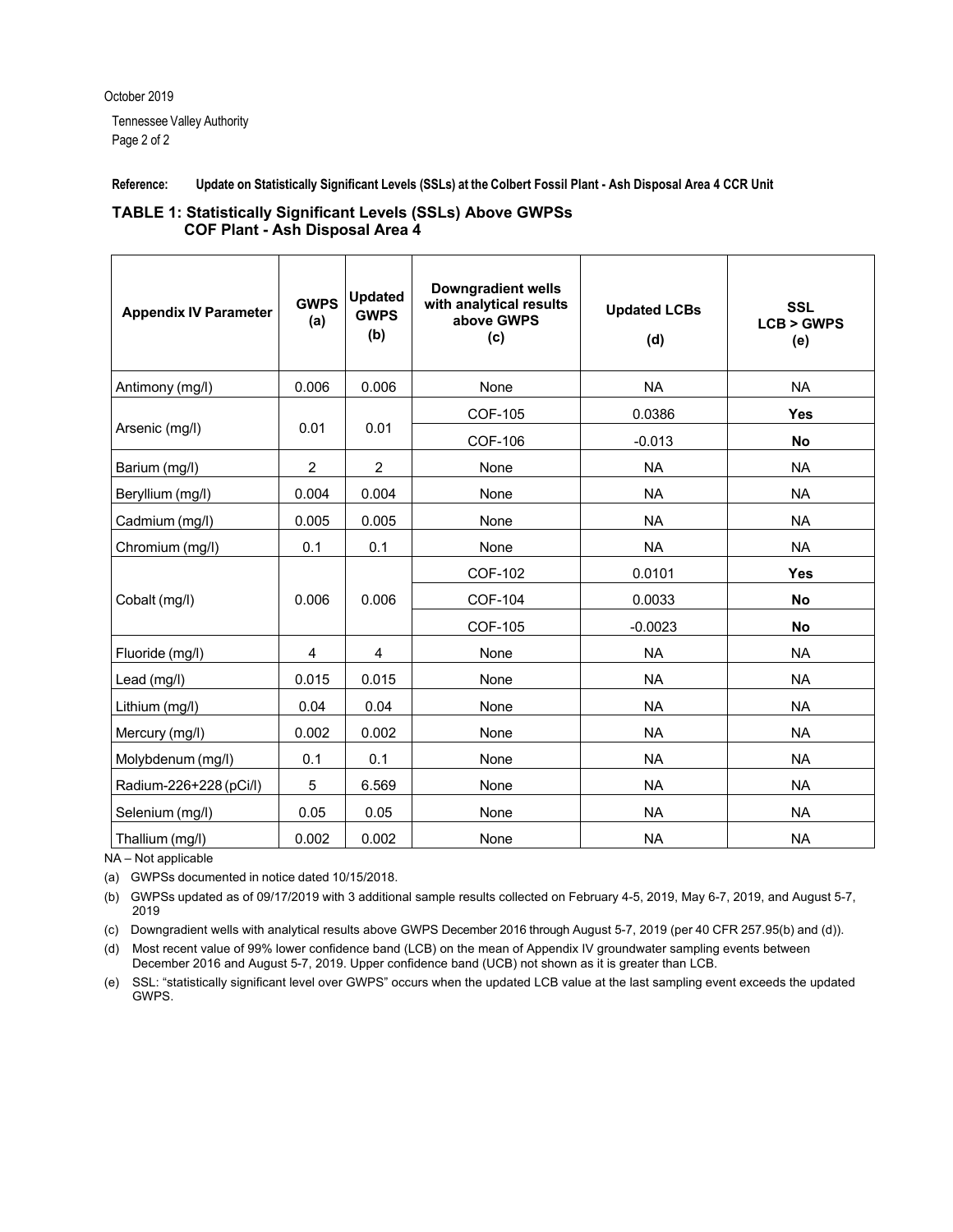October 2019

Tennessee Valley Authority

**Reference: Update on Statistically Significant Levels (SSLs) at the Colbert Fossil Plant - Ash Disposal Area 4 CCR Unit**

**TABLE 1: Statistically Significant Levels (SSLs) Above GWPSs COF Plant - Ash Disposal Area 4**

| Appendix IV Parameter | GWPS (a) | Updated GWPS (b) | Downgradient wells with analytical results above GWPS (c) | Updated LCBs (d) | SSL LCB > GWPS (e) |
|---|---|---|---|---|---|
| Antimony (mg/l) | 0.006 | 0.006 | None | NA | NA |
| Arsenic (mg/l) | 0.01 | 0.01 | COF-105 | 0.0386 | **Yes** |
| | | | COF-106 | -0.013 | **No** |
| Barium (mg/l) | 2 | 2 | None | NA | NA |
| Beryllium (mg/l) | 0.004 | 0.004 | None | NA | NA |
| Cadmium (mg/l) | 0.005 | 0.005 | None | NA | NA |
| Chromium (mg/l) | 0.1 | 0.1 | None | NA | NA |
| Cobalt (mg/l) | 0.006 | 0.006 | COF-102 | 0.0101 | **Yes** |
| | | | COF-104 | 0.0033 | **No** |
| | | | COF-105 | -0.0023 | **No** |
| Fluoride (mg/l) | 4 | 4 | None | NA | NA |
| Lead (mg/l) | 0.015 | 0.015 | None | NA | NA |
| Lithium (mg/l) | 0.04 | 0.04 | None | NA | NA |
| Mercury (mg/l) | 0.002 | 0.002 | None | NA | NA |
| Molybdenum (mg/l) | 0.1 | 0.1 | None | NA | NA |
| Radium-226+228 (pCi/l) | 5 | 6.569 | None | NA | NA |
| Selenium (mg/l) | 0.05 | 0.05 | None | NA | NA |
| Thallium (mg/l) | 0.002 | 0.002 | None | NA | NA |

NA – Not applicable

(a) GWPSs documented in notice dated 10/15/2018.

(b) GWPSs updated as of 09/17/2019 with 3 additional sample results collected on February 4-5, 2019, May 6-7, 2019, and August 5-7, 2019

(c) Downgradient wells with analytical results above GWPS December 2016 through August 5-7, 2019 (per 40 CFR 257.95(b) and (d)).

(d) Most recent value of 99% lower confidence band (LCB) on the mean of Appendix IV groundwater sampling events between December 2016 and August 5-7, 2019. Upper confidence band (UCB) not shown as it is greater than LCB.

(e) SSL: "statistically significant level over GWPS" occurs when the updated LCB value at the last sampling event exceeds the updated GWPS.